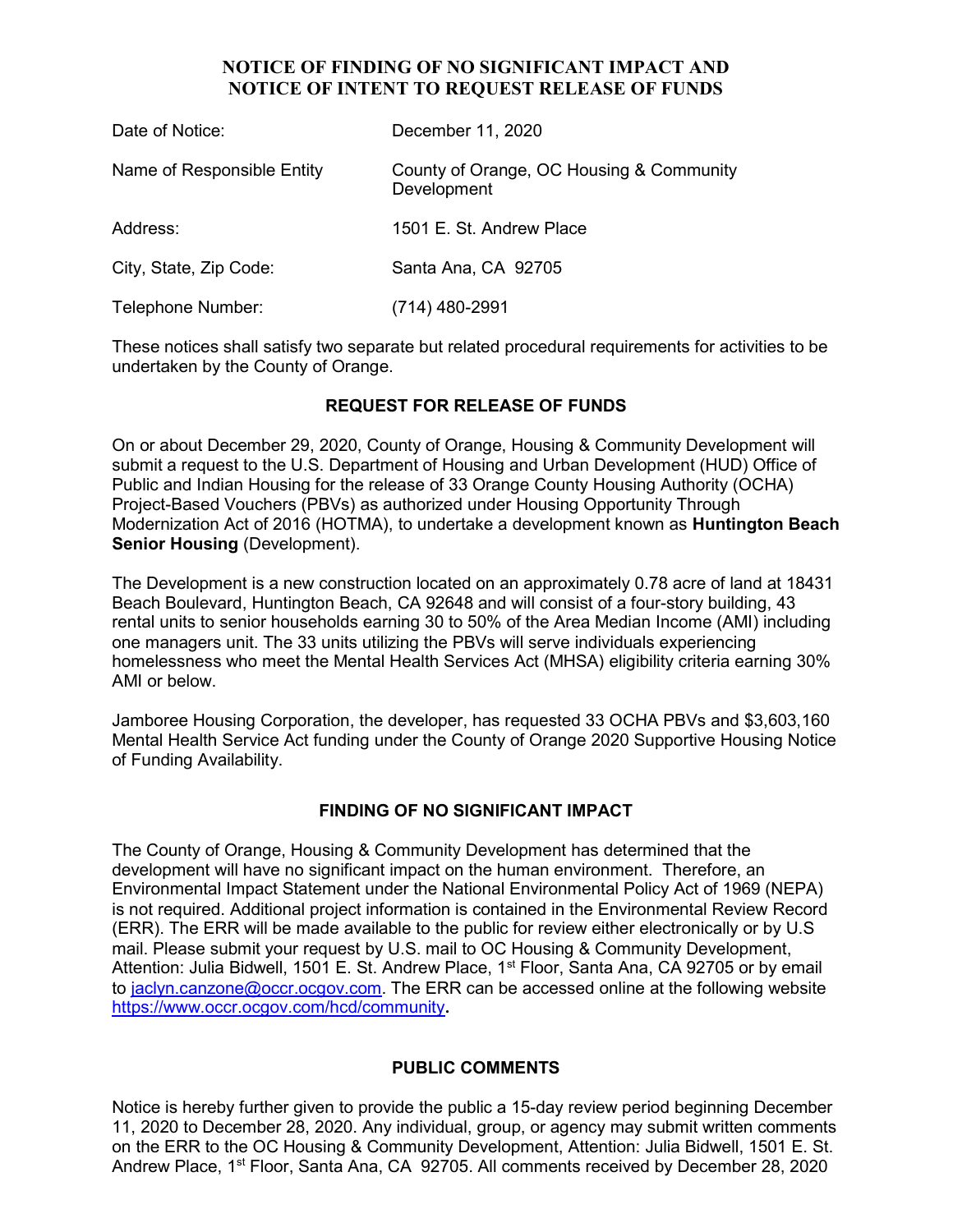# NOTICE OF FINDING OF NO SIGNIFICANT IMPACT AND NOTICE OF INTENT TO REQUEST RELEASE OF FUNDS

| | |
|---|---|
| Date of Notice: | December 11, 2020 |
| Name of Responsible Entity | County of Orange, OC Housing & Community Development |
| Address: | 1501 E. St. Andrew Place |
| City, State, Zip Code: | Santa Ana, CA 92705 |
| Telephone Number: | (714) 480-2991 |

These notices shall satisfy two separate but related procedural requirements for activities to be undertaken by the County of Orange.

## REQUEST FOR RELEASE OF FUNDS

On or about December 29, 2020, County of Orange, Housing & Community Development will submit a request to the U.S. Department of Housing and Urban Development (HUD) Office of Public and Indian Housing for the release of 33 Orange County Housing Authority (OCHA) Project-Based Vouchers (PBVs) as authorized under Housing Opportunity Through Modernization Act of 2016 (HOTMA), to undertake a development known as **Huntington Beach Senior Housing** (Development).

The Development is a new construction located on an approximately 0.78 acre of land at 18431 Beach Boulevard, Huntington Beach, CA 92648 and will consist of a four-story building, 43 rental units to senior households earning 30 to 50% of the Area Median Income (AMI) including one managers unit. The 33 units utilizing the PBVs will serve individuals experiencing homelessness who meet the Mental Health Services Act (MHSA) eligibility criteria earning 30% AMI or below.

Jamboree Housing Corporation, the developer, has requested 33 OCHA PBVs and $3,603,160 Mental Health Service Act funding under the County of Orange 2020 Supportive Housing Notice of Funding Availability.

## FINDING OF NO SIGNIFICANT IMPACT

The County of Orange, Housing & Community Development has determined that the development will have no significant impact on the human environment. Therefore, an Environmental Impact Statement under the National Environmental Policy Act of 1969 (NEPA) is not required. Additional project information is contained in the Environmental Review Record (ERR). The ERR will be made available to the public for review either electronically or by U.S mail. Please submit your request by U.S. mail to OC Housing & Community Development, Attention: Julia Bidwell, 1501 E. St. Andrew Place, 1st Floor, Santa Ana, CA 92705 or by email to jaclyn.canzone@occr.ocgov.com. The ERR can be accessed online at the following website https://www.occr.ocgov.com/hcd/community.

## PUBLIC COMMENTS

Notice is hereby further given to provide the public a 15-day review period beginning December 11, 2020 to December 28, 2020. Any individual, group, or agency may submit written comments on the ERR to the OC Housing & Community Development, Attention: Julia Bidwell, 1501 E. St. Andrew Place, 1st Floor, Santa Ana, CA 92705. All comments received by December 28, 2020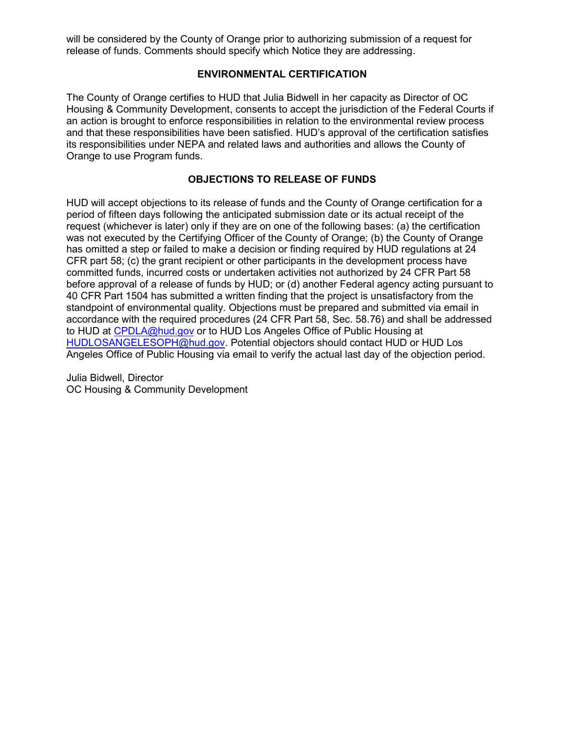will be considered by the County of Orange prior to authorizing submission of a request for release of funds. Comments should specify which Notice they are addressing.

## ENVIRONMENTAL CERTIFICATION

The County of Orange certifies to HUD that Julia Bidwell in her capacity as Director of OC Housing & Community Development, consents to accept the jurisdiction of the Federal Courts if an action is brought to enforce responsibilities in relation to the environmental review process and that these responsibilities have been satisfied. HUD's approval of the certification satisfies its responsibilities under NEPA and related laws and authorities and allows the County of Orange to use Program funds.

## OBJECTIONS TO RELEASE OF FUNDS

HUD will accept objections to its release of funds and the County of Orange certification for a period of fifteen days following the anticipated submission date or its actual receipt of the request (whichever is later) only if they are on one of the following bases: (a) the certification was not executed by the Certifying Officer of the County of Orange; (b) the County of Orange has omitted a step or failed to make a decision or finding required by HUD regulations at 24 CFR part 58; (c) the grant recipient or other participants in the development process have committed funds, incurred costs or undertaken activities not authorized by 24 CFR Part 58 before approval of a release of funds by HUD; or (d) another Federal agency acting pursuant to 40 CFR Part 1504 has submitted a written finding that the project is unsatisfactory from the standpoint of environmental quality. Objections must be prepared and submitted via email in accordance with the required procedures (24 CFR Part 58, Sec. 58.76) and shall be addressed to HUD at CPDLA@hud.gov or to HUD Los Angeles Office of Public Housing at HUDLOSANGELESOPH@hud.gov. Potential objectors should contact HUD or HUD Los Angeles Office of Public Housing via email to verify the actual last day of the objection period.

Julia Bidwell, Director
OC Housing & Community Development